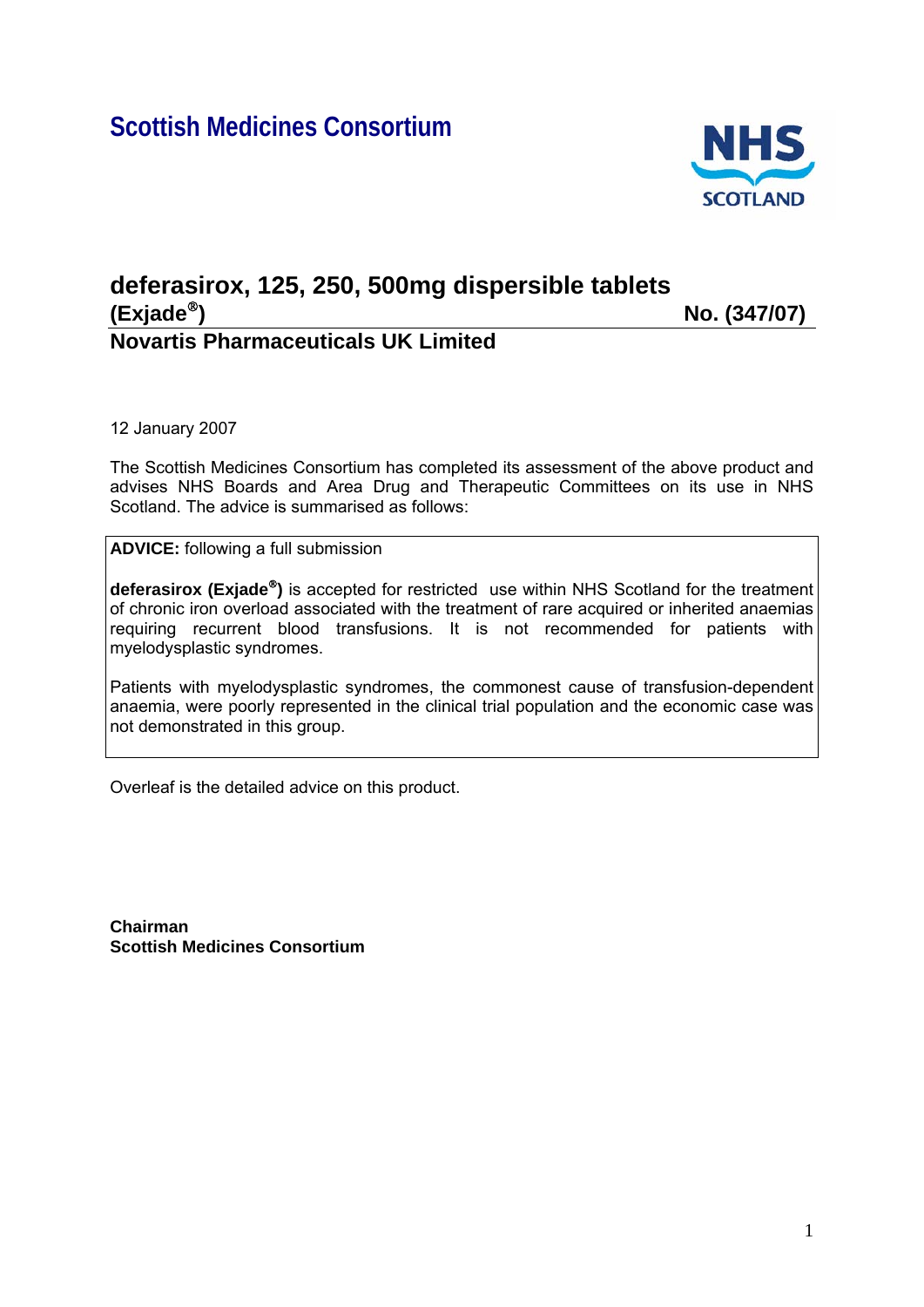# Scottish Medicines Consortium

NHS SCOTLAND

## deferasirox, 125, 250, 500mg dispersible tablets (Exjade®) No. (347/07)

**Novartis Pharmaceuticals UK Limited**

12 January 2007

The Scottish Medicines Consortium has completed its assessment of the above product and advises NHS Boards and Area Drug and Therapeutic Committees on its use in NHS Scotland. The advice is summarised as follows:

**ADVICE:** following a full submission

**deferasirox (Exjade®)** is accepted for restricted use within NHS Scotland for the treatment of chronic iron overload associated with the treatment of rare acquired or inherited anaemias requiring recurrent blood transfusions. It is not recommended for patients with myelodysplastic syndromes.

Patients with myelodysplastic syndromes, the commonest cause of transfusion-dependent anaemia, were poorly represented in the clinical trial population and the economic case was not demonstrated in this group.

Overleaf is the detailed advice on this product.

**Chairman**
**Scottish Medicines Consortium**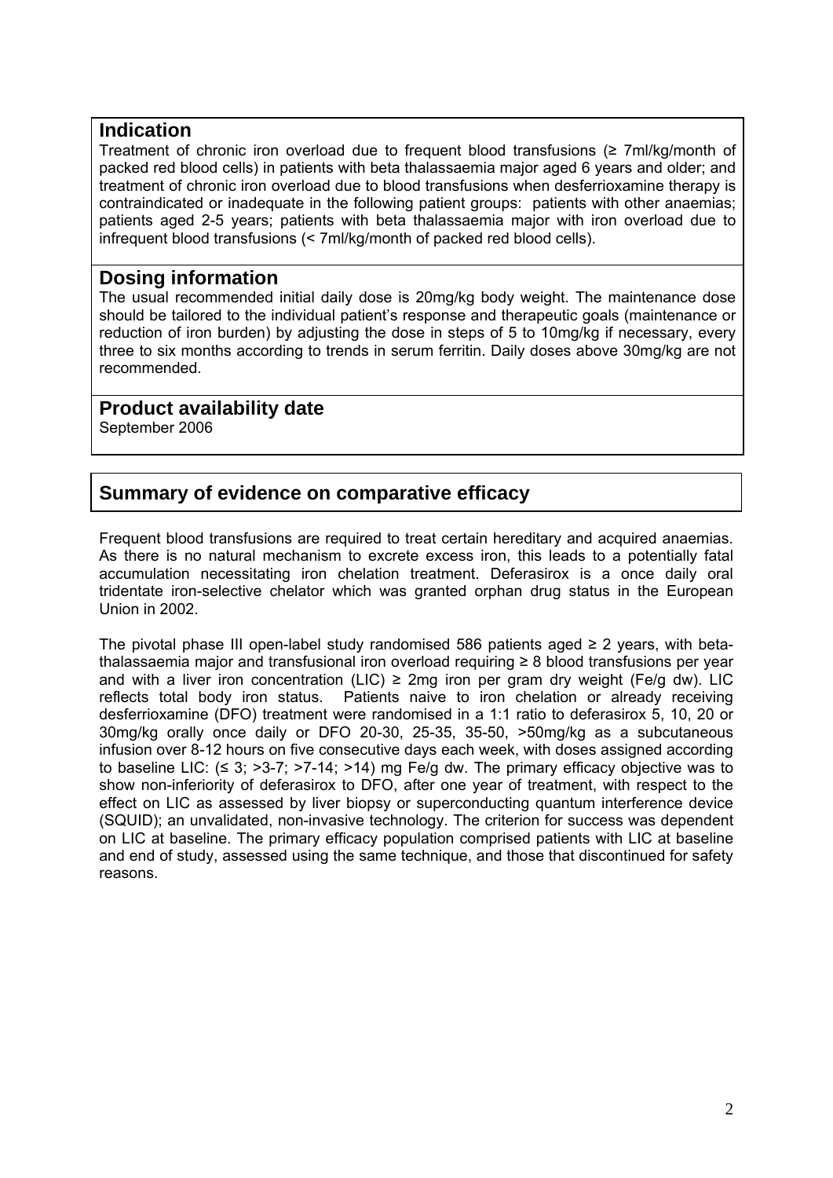## Indication

Treatment of chronic iron overload due to frequent blood transfusions (≥ 7ml/kg/month of packed red blood cells) in patients with beta thalassaemia major aged 6 years and older; and treatment of chronic iron overload due to blood transfusions when desferrioxamine therapy is contraindicated or inadequate in the following patient groups: patients with other anaemias; patients aged 2-5 years; patients with beta thalassaemia major with iron overload due to infrequent blood transfusions (< 7ml/kg/month of packed red blood cells).

## Dosing information

The usual recommended initial daily dose is 20mg/kg body weight. The maintenance dose should be tailored to the individual patient's response and therapeutic goals (maintenance or reduction of iron burden) by adjusting the dose in steps of 5 to 10mg/kg if necessary, every three to six months according to trends in serum ferritin. Daily doses above 30mg/kg are not recommended.

## Product availability date

September 2006

## Summary of evidence on comparative efficacy

Frequent blood transfusions are required to treat certain hereditary and acquired anaemias. As there is no natural mechanism to excrete excess iron, this leads to a potentially fatal accumulation necessitating iron chelation treatment. Deferasirox is a once daily oral tridentate iron-selective chelator which was granted orphan drug status in the European Union in 2002.

The pivotal phase III open-label study randomised 586 patients aged ≥ 2 years, with beta-thalassaemia major and transfusional iron overload requiring ≥ 8 blood transfusions per year and with a liver iron concentration (LIC) ≥ 2mg iron per gram dry weight (Fe/g dw). LIC reflects total body iron status. Patients naive to iron chelation or already receiving desferrioxamine (DFO) treatment were randomised in a 1:1 ratio to deferasirox 5, 10, 20 or 30mg/kg orally once daily or DFO 20-30, 25-35, 35-50, >50mg/kg as a subcutaneous infusion over 8-12 hours on five consecutive days each week, with doses assigned according to baseline LIC: (≤ 3; >3-7; >7-14; >14) mg Fe/g dw. The primary efficacy objective was to show non-inferiority of deferasirox to DFO, after one year of treatment, with respect to the effect on LIC as assessed by liver biopsy or superconducting quantum interference device (SQUID); an unvalidated, non-invasive technology. The criterion for success was dependent on LIC at baseline. The primary efficacy population comprised patients with LIC at baseline and end of study, assessed using the same technique, and those that discontinued for safety reasons.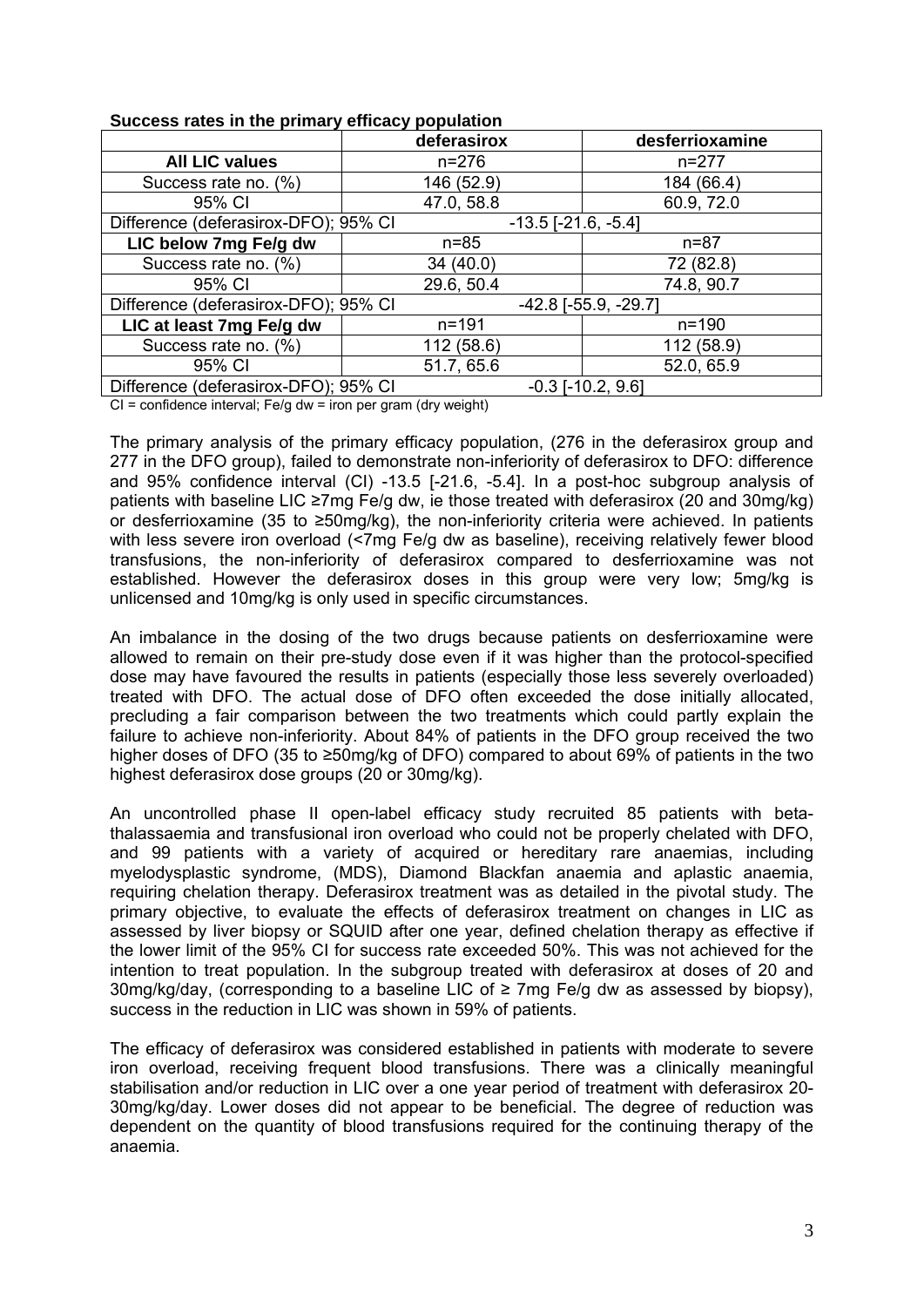**Success rates in the primary efficacy population**

| | deferasirox | desferrioxamine |
|---|---|---|
| **All LIC values** | n=276 | n=277 |
| Success rate no. (%) | 146 (52.9) | 184 (66.4) |
| 95% CI | 47.0, 58.8 | 60.9, 72.0 |
| Difference (deferasirox-DFO); 95% CI | -13.5 [-21.6, -5.4] | |
| **LIC below 7mg Fe/g dw** | n=85 | n=87 |
| Success rate no. (%) | 34 (40.0) | 72 (82.8) |
| 95% CI | 29.6, 50.4 | 74.8, 90.7 |
| Difference (deferasirox-DFO); 95% CI | -42.8 [-55.9, -29.7] | |
| **LIC at least 7mg Fe/g dw** | n=191 | n=190 |
| Success rate no. (%) | 112 (58.6) | 112 (58.9) |
| 95% CI | 51.7, 65.6 | 52.0, 65.9 |
| Difference (deferasirox-DFO); 95% CI | -0.3 [-10.2, 9.6] | |

CI = confidence interval; Fe/g dw = iron per gram (dry weight)

The primary analysis of the primary efficacy population, (276 in the deferasirox group and 277 in the DFO group), failed to demonstrate non-inferiority of deferasirox to DFO: difference and 95% confidence interval (CI) -13.5 [-21.6, -5.4]. In a post-hoc subgroup analysis of patients with baseline LIC ≥7mg Fe/g dw, ie those treated with deferasirox (20 and 30mg/kg) or desferrioxamine (35 to ≥50mg/kg), the non-inferiority criteria were achieved. In patients with less severe iron overload (<7mg Fe/g dw as baseline), receiving relatively fewer blood transfusions, the non-inferiority of deferasirox compared to desferrioxamine was not established. However the deferasirox doses in this group were very low; 5mg/kg is unlicensed and 10mg/kg is only used in specific circumstances.

An imbalance in the dosing of the two drugs because patients on desferrioxamine were allowed to remain on their pre-study dose even if it was higher than the protocol-specified dose may have favoured the results in patients (especially those less severely overloaded) treated with DFO. The actual dose of DFO often exceeded the dose initially allocated, precluding a fair comparison between the two treatments which could partly explain the failure to achieve non-inferiority. About 84% of patients in the DFO group received the two higher doses of DFO (35 to ≥50mg/kg of DFO) compared to about 69% of patients in the two highest deferasirox dose groups (20 or 30mg/kg).

An uncontrolled phase II open-label efficacy study recruited 85 patients with beta-thalassaemia and transfusional iron overload who could not be properly chelated with DFO, and 99 patients with a variety of acquired or hereditary rare anaemias, including myelodysplastic syndrome, (MDS), Diamond Blackfan anaemia and aplastic anaemia, requiring chelation therapy. Deferasirox treatment was as detailed in the pivotal study. The primary objective, to evaluate the effects of deferasirox treatment on changes in LIC as assessed by liver biopsy or SQUID after one year, defined chelation therapy as effective if the lower limit of the 95% CI for success rate exceeded 50%. This was not achieved for the intention to treat population. In the subgroup treated with deferasirox at doses of 20 and 30mg/kg/day, (corresponding to a baseline LIC of ≥ 7mg Fe/g dw as assessed by biopsy), success in the reduction in LIC was shown in 59% of patients.

The efficacy of deferasirox was considered established in patients with moderate to severe iron overload, receiving frequent blood transfusions. There was a clinically meaningful stabilisation and/or reduction in LIC over a one year period of treatment with deferasirox 20-30mg/kg/day. Lower doses did not appear to be beneficial. The degree of reduction was dependent on the quantity of blood transfusions required for the continuing therapy of the anaemia.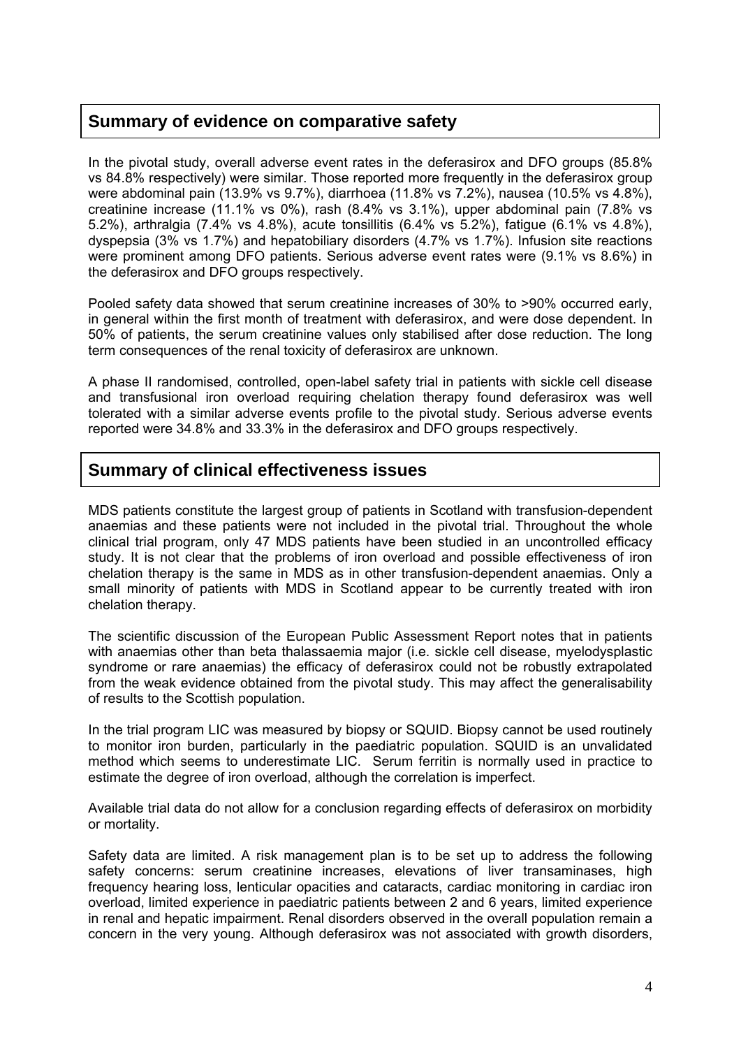## Summary of evidence on comparative safety

In the pivotal study, overall adverse event rates in the deferasirox and DFO groups (85.8% vs 84.8% respectively) were similar. Those reported more frequently in the deferasirox group were abdominal pain (13.9% vs 9.7%), diarrhoea (11.8% vs 7.2%), nausea (10.5% vs 4.8%), creatinine increase (11.1% vs 0%), rash (8.4% vs 3.1%), upper abdominal pain (7.8% vs 5.2%), arthralgia (7.4% vs 4.8%), acute tonsillitis (6.4% vs 5.2%), fatigue (6.1% vs 4.8%), dyspepsia (3% vs 1.7%) and hepatobiliary disorders (4.7% vs 1.7%). Infusion site reactions were prominent among DFO patients. Serious adverse event rates were (9.1% vs 8.6%) in the deferasirox and DFO groups respectively.

Pooled safety data showed that serum creatinine increases of 30% to >90% occurred early, in general within the first month of treatment with deferasirox, and were dose dependent. In 50% of patients, the serum creatinine values only stabilised after dose reduction. The long term consequences of the renal toxicity of deferasirox are unknown.

A phase II randomised, controlled, open-label safety trial in patients with sickle cell disease and transfusional iron overload requiring chelation therapy found deferasirox was well tolerated with a similar adverse events profile to the pivotal study. Serious adverse events reported were 34.8% and 33.3% in the deferasirox and DFO groups respectively.

## Summary of clinical effectiveness issues

MDS patients constitute the largest group of patients in Scotland with transfusion-dependent anaemias and these patients were not included in the pivotal trial. Throughout the whole clinical trial program, only 47 MDS patients have been studied in an uncontrolled efficacy study. It is not clear that the problems of iron overload and possible effectiveness of iron chelation therapy is the same in MDS as in other transfusion-dependent anaemias. Only a small minority of patients with MDS in Scotland appear to be currently treated with iron chelation therapy.

The scientific discussion of the European Public Assessment Report notes that in patients with anaemias other than beta thalassaemia major (i.e. sickle cell disease, myelodysplastic syndrome or rare anaemias) the efficacy of deferasirox could not be robustly extrapolated from the weak evidence obtained from the pivotal study. This may affect the generalisability of results to the Scottish population.

In the trial program LIC was measured by biopsy or SQUID. Biopsy cannot be used routinely to monitor iron burden, particularly in the paediatric population. SQUID is an unvalidated method which seems to underestimate LIC. Serum ferritin is normally used in practice to estimate the degree of iron overload, although the correlation is imperfect.

Available trial data do not allow for a conclusion regarding effects of deferasirox on morbidity or mortality.

Safety data are limited. A risk management plan is to be set up to address the following safety concerns: serum creatinine increases, elevations of liver transaminases, high frequency hearing loss, lenticular opacities and cataracts, cardiac monitoring in cardiac iron overload, limited experience in paediatric patients between 2 and 6 years, limited experience in renal and hepatic impairment. Renal disorders observed in the overall population remain a concern in the very young. Although deferasirox was not associated with growth disorders,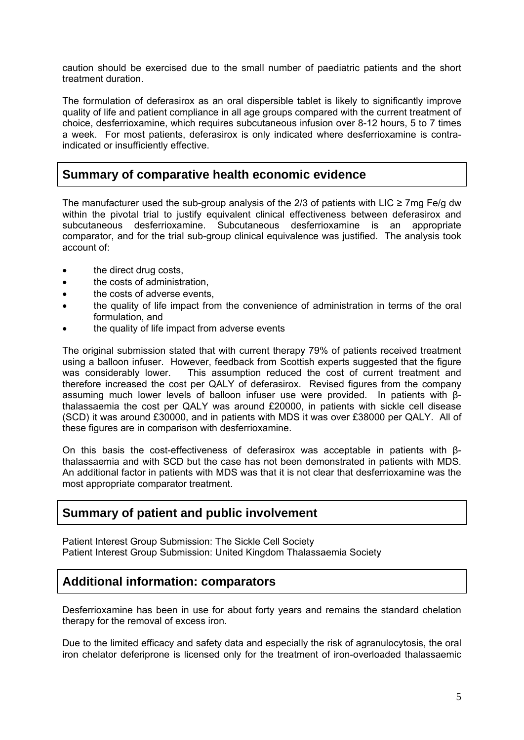caution should be exercised due to the small number of paediatric patients and the short treatment duration.

The formulation of deferasirox as an oral dispersible tablet is likely to significantly improve quality of life and patient compliance in all age groups compared with the current treatment of choice, desferrioxamine, which requires subcutaneous infusion over 8-12 hours, 5 to 7 times a week. For most patients, deferasirox is only indicated where desferrioxamine is contra-indicated or insufficiently effective.

## Summary of comparative health economic evidence

The manufacturer used the sub-group analysis of the 2/3 of patients with LIC ≥ 7mg Fe/g dw within the pivotal trial to justify equivalent clinical effectiveness between deferasirox and subcutaneous desferrioxamine. Subcutaneous desferrioxamine is an appropriate comparator, and for the trial sub-group clinical equivalence was justified. The analysis took account of:

- the direct drug costs,
- the costs of administration,
- the costs of adverse events,
- the quality of life impact from the convenience of administration in terms of the oral formulation, and
- the quality of life impact from adverse events

The original submission stated that with current therapy 79% of patients received treatment using a balloon infuser. However, feedback from Scottish experts suggested that the figure was considerably lower. This assumption reduced the cost of current treatment and therefore increased the cost per QALY of deferasirox. Revised figures from the company assuming much lower levels of balloon infuser use were provided. In patients with β-thalassaemia the cost per QALY was around £20000, in patients with sickle cell disease (SCD) it was around £30000, and in patients with MDS it was over £38000 per QALY. All of these figures are in comparison with desferrioxamine.

On this basis the cost-effectiveness of deferasirox was acceptable in patients with β-thalassaemia and with SCD but the case has not been demonstrated in patients with MDS. An additional factor in patients with MDS was that it is not clear that desferrioxamine was the most appropriate comparator treatment.

## Summary of patient and public involvement

Patient Interest Group Submission: The Sickle Cell Society
Patient Interest Group Submission: United Kingdom Thalassaemia Society

## Additional information: comparators

Desferrioxamine has been in use for about forty years and remains the standard chelation therapy for the removal of excess iron.

Due to the limited efficacy and safety data and especially the risk of agranulocytosis, the oral iron chelator deferiprone is licensed only for the treatment of iron-overloaded thalassaemic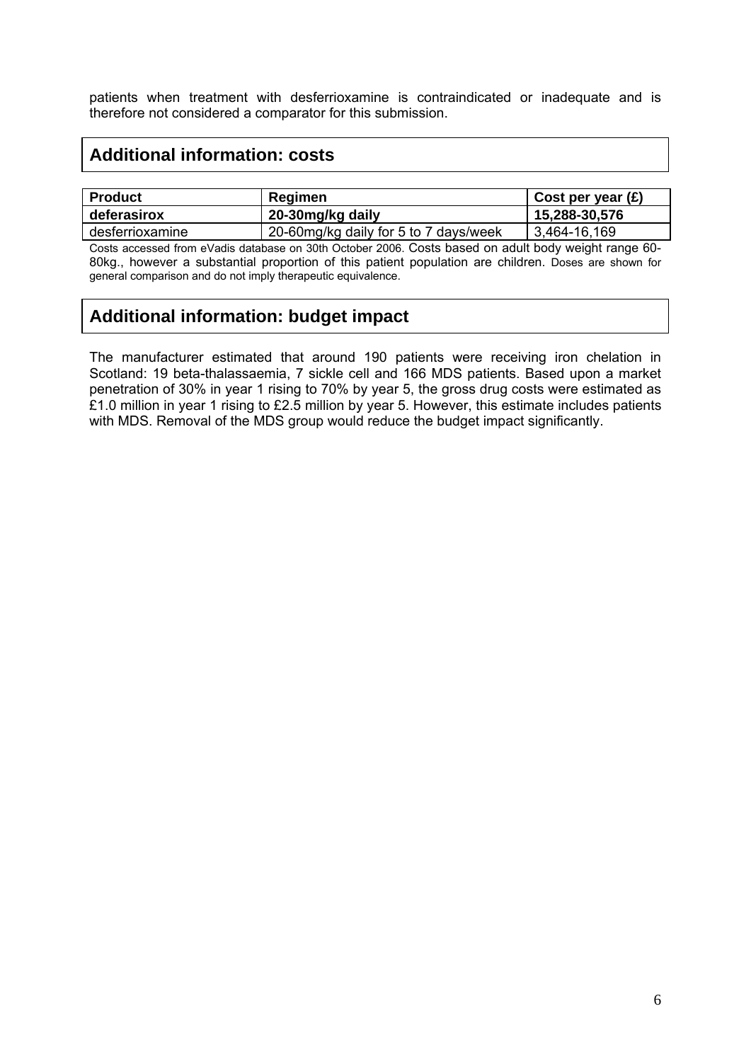patients when treatment with desferrioxamine is contraindicated or inadequate and is therefore not considered a comparator for this submission.

## Additional information: costs

| Product | Regimen | Cost per year (£) |
|---|---|---|
| **deferasirox** | **20-30mg/kg daily** | **15,288-30,576** |
| desferrioxamine | 20-60mg/kg daily for 5 to 7 days/week | 3,464-16,169 |

Costs accessed from eVadis database on 30th October 2006. Costs based on adult body weight range 60-80kg., however a substantial proportion of this patient population are children. Doses are shown for general comparison and do not imply therapeutic equivalence.

## Additional information: budget impact

The manufacturer estimated that around 190 patients were receiving iron chelation in Scotland: 19 beta-thalassaemia, 7 sickle cell and 166 MDS patients. Based upon a market penetration of 30% in year 1 rising to 70% by year 5, the gross drug costs were estimated as £1.0 million in year 1 rising to £2.5 million by year 5. However, this estimate includes patients with MDS. Removal of the MDS group would reduce the budget impact significantly.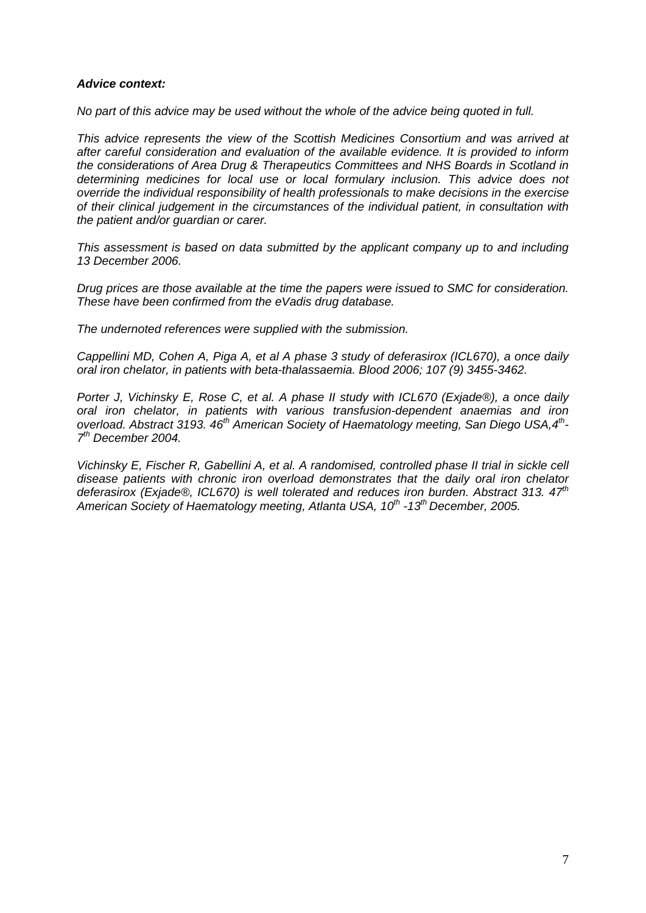***Advice context:***

*No part of this advice may be used without the whole of the advice being quoted in full.*

*This advice represents the view of the Scottish Medicines Consortium and was arrived at after careful consideration and evaluation of the available evidence. It is provided to inform the considerations of Area Drug & Therapeutics Committees and NHS Boards in Scotland in determining medicines for local use or local formulary inclusion. This advice does not override the individual responsibility of health professionals to make decisions in the exercise of their clinical judgement in the circumstances of the individual patient, in consultation with the patient and/or guardian or carer.*

*This assessment is based on data submitted by the applicant company up to and including 13 December 2006.*

*Drug prices are those available at the time the papers were issued to SMC for consideration. These have been confirmed from the eVadis drug database.*

*The undernoted references were supplied with the submission.*

*Cappellini MD, Cohen A, Piga A, et al A phase 3 study of deferasirox (ICL670), a once daily oral iron chelator, in patients with beta-thalassaemia. Blood 2006; 107 (9) 3455-3462.*

*Porter J, Vichinsky E, Rose C, et al. A phase II study with ICL670 (Exjade®), a once daily oral iron chelator, in patients with various transfusion-dependent anaemias and iron overload. Abstract 3193. 46th American Society of Haematology meeting, San Diego USA,4th-7th December 2004.*

*Vichinsky E, Fischer R, Gabellini A, et al. A randomised, controlled phase II trial in sickle cell disease patients with chronic iron overload demonstrates that the daily oral iron chelator deferasirox (Exjade®, ICL670) is well tolerated and reduces iron burden. Abstract 313. 47th American Society of Haematology meeting, Atlanta USA, 10th -13th December, 2005.*